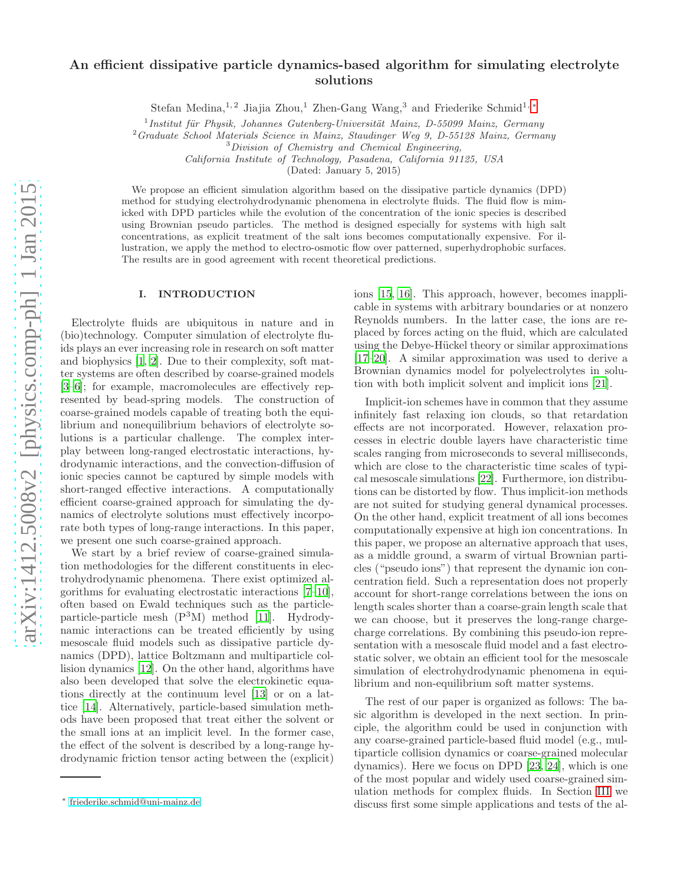# An efficient dissipative particle dynamics-based algorithm for simulating electrolyte solutions

Stefan Medina,[1,2] Jiajia Zhou,[1] Zhen-Gang Wang,[3] and Friederike Schmid[1,*]

[1] *Institut für Physik, Johannes Gutenberg-Universität Mainz, D-55099 Mainz, Germany*
[2] *Graduate School Materials Science in Mainz, Staudinger Weg 9, D-55128 Mainz, Germany*
[3] *Division of Chemistry and Chemical Engineering, California Institute of Technology, Pasadena, California 91125, USA*

(Dated: January 5, 2015)

We propose an efficient simulation algorithm based on the dissipative particle dynamics (DPD) method for studying electrohydrodynamic phenomena in electrolyte fluids. The fluid flow is mimicked with DPD particles while the evolution of the concentration of the ionic species is described using Brownian pseudo particles. The method is designed especially for systems with high salt concentrations, as explicit treatment of the salt ions becomes computationally expensive. For illustration, we apply the method to electro-osmotic flow over patterned, superhydrophobic surfaces. The results are in good agreement with recent theoretical predictions.

## I. INTRODUCTION

Electrolyte fluids are ubiquitous in nature and in (bio)technology. Computer simulation of electrolyte fluids plays an ever increasing role in research on soft matter and biophysics [1, 2]. Due to their complexity, soft matter systems are often described by coarse-grained models [3–6]; for example, macromolecules are effectively represented by bead-spring models. The construction of coarse-grained models capable of treating both the equilibrium and nonequilibrium behaviors of electrolyte solutions is a particular challenge. The complex interplay between long-ranged electrostatic interactions, hydrodynamic interactions, and the convection-diffusion of ionic species cannot be captured by simple models with short-ranged effective interactions. A computationally efficient coarse-grained approach for simulating the dynamics of electrolyte solutions must effectively incorporate both types of long-range interactions. In this paper, we present one such coarse-grained approach.

We start by a brief review of coarse-grained simulation methodologies for the different constituents in electrohydrodynamic phenomena. There exist optimized algorithms for evaluating electrostatic interactions [7–10], often based on Ewald techniques such as the particle-particle-particle mesh (P$^3$M) method [11]. Hydrodynamic interactions can be treated efficiently by using mesoscale fluid models such as dissipative particle dynamics (DPD), lattice Boltzmann and multiparticle collision dynamics [12]. On the other hand, algorithms have also been developed that solve the electrokinetic equations directly at the continuum level [13] or on a lattice [14]. Alternatively, particle-based simulation methods have been proposed that treat either the solvent or the small ions at an implicit level. In the former case, the effect of the solvent is described by a long-range hydrodynamic friction tensor acting between the (explicit) ions [15, 16]. This approach, however, becomes inapplicable in systems with arbitrary boundaries or at nonzero Reynolds numbers. In the latter case, the ions are replaced by forces acting on the fluid, which are calculated using the Debye-Hückel theory or similar approximations [17–20]. A similar approximation was used to derive a Brownian dynamics model for polyelectrolytes in solution with both implicit solvent and implicit ions [21].

Implicit-ion schemes have in common that they assume infinitely fast relaxing ion clouds, so that retardation effects are not incorporated. However, relaxation processes in electric double layers have characteristic time scales ranging from microseconds to several milliseconds, which are close to the characteristic time scales of typical mesoscale simulations [22]. Furthermore, ion distributions can be distorted by flow. Thus implicit-ion methods are not suited for studying general dynamical processes. On the other hand, explicit treatment of all ions becomes computationally expensive at high ion concentrations. In this paper, we propose an alternative approach that uses, as a middle ground, a swarm of virtual Brownian particles ("pseudo ions") that represent the dynamic ion concentration field. Such a representation does not properly account for short-range correlations between the ions on length scales shorter than a coarse-grain length scale that we can choose, but it preserves the long-range charge-charge correlations. By combining this pseudo-ion representation with a mesoscale fluid model and a fast electrostatic solver, we obtain an efficient tool for the mesoscale simulation of electrohydrodynamic phenomena in equilibrium and non-equilibrium soft matter systems.

The rest of our paper is organized as follows: The basic algorithm is developed in the next section. In principle, the algorithm could be used in conjunction with any coarse-grained particle-based fluid model (e.g., multiparticle collision dynamics or coarse-grained molecular dynamics). Here we focus on DPD [23, 24], which is one of the most popular and widely used coarse-grained simulation methods for complex fluids. In Section III we discuss first some simple applications and tests of the al-

* friederike.schmid@uni-mainz.de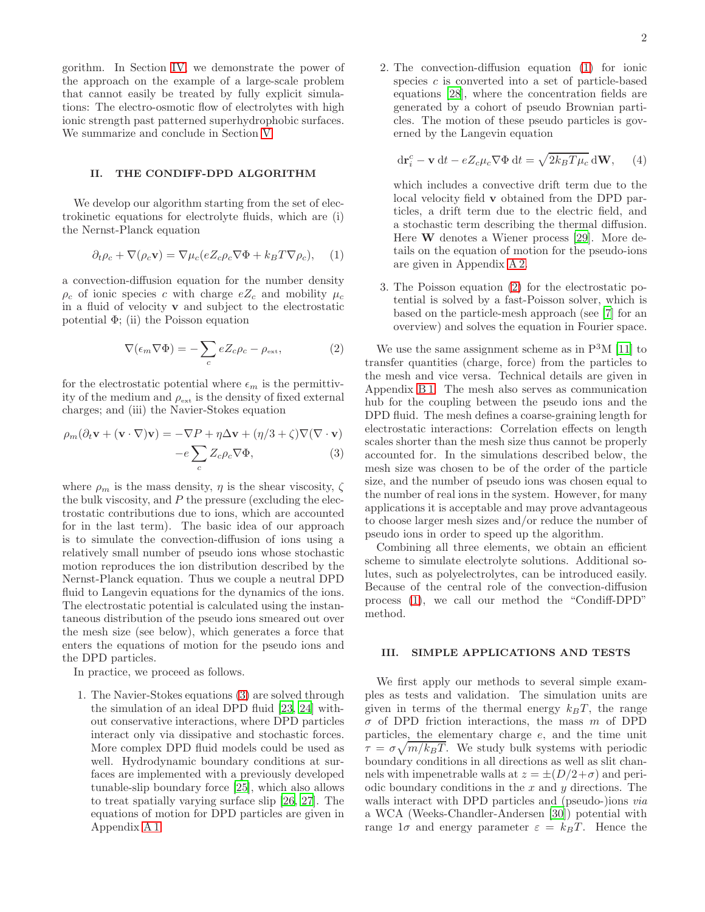gorithm. In Section IV we demonstrate the power of the approach on the example of a large-scale problem that cannot easily be treated by fully explicit simulations: The electro-osmotic flow of electrolytes with high ionic strength past patterned superhydrophobic surfaces. We summarize and conclude in Section V.

## II. THE CONDIFF-DPD ALGORITHM

We develop our algorithm starting from the set of electrokinetic equations for electrolyte fluids, which are (i) the Nernst-Planck equation

$$\partial_t \rho_c + \nabla(\rho_c \mathbf{v}) = \nabla \mu_c (e Z_c \rho_c \nabla \Phi + k_B T \nabla \rho_c), \quad (1)$$

a convection-diffusion equation for the number density $\rho_c$ of ionic species $c$ with charge $eZ_c$ and mobility $\mu_c$ in a fluid of velocity $\mathbf{v}$ and subject to the electrostatic potential $\Phi$; (ii) the Poisson equation

$$\nabla(\epsilon_m \nabla \Phi) = -\sum_c e Z_c \rho_c - \rho_{\text{ext}}, \quad (2)$$

for the electrostatic potential where $\epsilon_m$ is the permittivity of the medium and $\rho_{\text{ext}}$ is the density of fixed external charges; and (iii) the Navier-Stokes equation

$$\begin{aligned} \rho_m(\partial_t \mathbf{v} + (\mathbf{v} \cdot \nabla)\mathbf{v}) = -\nabla P + \eta \Delta \mathbf{v} + (\eta/3 + \zeta)\nabla(\nabla \cdot \mathbf{v}) \\ -e \sum_c Z_c \rho_c \nabla \Phi, \end{aligned} \quad (3)$$

where $\rho_m$ is the mass density, $\eta$ is the shear viscosity, $\zeta$ the bulk viscosity, and $P$ the pressure (excluding the electrostatic contributions due to ions, which are accounted for in the last term). The basic idea of our approach is to simulate the convection-diffusion of ions using a relatively small number of pseudo ions whose stochastic motion reproduces the ion distribution described by the Nernst-Planck equation. Thus we couple a neutral DPD fluid to Langevin equations for the dynamics of the ions. The electrostatic potential is calculated using the instantaneous distribution of the pseudo ions smeared out over the mesh size (see below), which generates a force that enters the equations of motion for the pseudo ions and the DPD particles.

In practice, we proceed as follows.

1. The Navier-Stokes equations (3) are solved through the simulation of an ideal DPD fluid [23, 24] without conservative interactions, where DPD particles interact only via dissipative and stochastic forces. More complex DPD fluid models could be used as well. Hydrodynamic boundary conditions at surfaces are implemented with a previously developed tunable-slip boundary force [25], which also allows to treat spatially varying surface slip [26, 27]. The equations of motion for DPD particles are given in Appendix A 1.

2. The convection-diffusion equation (1) for ionic species $c$ is converted into a set of particle-based equations [28], where the concentration fields are generated by a cohort of pseudo Brownian particles. The motion of these pseudo particles is governed by the Langevin equation

$$\mathrm{d}\mathbf{r}_i^c - \mathbf{v}\,\mathrm{d}t - eZ_c\mu_c \nabla\Phi\,\mathrm{d}t = \sqrt{2k_BT\mu_c}\,\mathrm{d}\mathbf{W}, \quad (4)$$

which includes a convective drift term due to the local velocity field $\mathbf{v}$ obtained from the DPD particles, a drift term due to the electric field, and a stochastic term describing the thermal diffusion. Here $\mathbf{W}$ denotes a Wiener process [29]. More details on the equation of motion for the pseudo-ions are given in Appendix A 2.

3. The Poisson equation (2) for the electrostatic potential is solved by a fast-Poisson solver, which is based on the particle-mesh approach (see [7] for an overview) and solves the equation in Fourier space.

We use the same assignment scheme as in P$^3$M [11] to transfer quantities (charge, force) from the particles to the mesh and vice versa. Technical details are given in Appendix B 1. The mesh also serves as communication hub for the coupling between the pseudo ions and the DPD fluid. The mesh defines a coarse-graining length for electrostatic interactions: Correlation effects on length scales shorter than the mesh size thus cannot be properly accounted for. In the simulations described below, the mesh size was chosen to be of the order of the particle size, and the number of pseudo ions was chosen equal to the number of real ions in the system. However, for many applications it is acceptable and may prove advantageous to choose larger mesh sizes and/or reduce the number of pseudo ions in order to speed up the algorithm.

Combining all three elements, we obtain an efficient scheme to simulate electrolyte solutions. Additional solutes, such as polyelectrolytes, can be introduced easily. Because of the central role of the convection-diffusion process (1), we call our method the "Condiff-DPD" method.

## III. SIMPLE APPLICATIONS AND TESTS

We first apply our methods to several simple examples as tests and validation. The simulation units are given in terms of the thermal energy $k_BT$, the range $\sigma$ of DPD friction interactions, the mass $m$ of DPD particles, the elementary charge $e$, and the time unit $\tau = \sigma\sqrt{m/k_BT}$. We study bulk systems with periodic boundary conditions in all directions as well as slit channels with impenetrable walls at $z = \pm(D/2+\sigma)$ and periodic boundary conditions in the $x$ and $y$ directions. The walls interact with DPD particles and (pseudo-)ions *via* a WCA (Weeks-Chandler-Andersen [30]) potential with range $1\sigma$ and energy parameter $\varepsilon = k_BT$. Hence the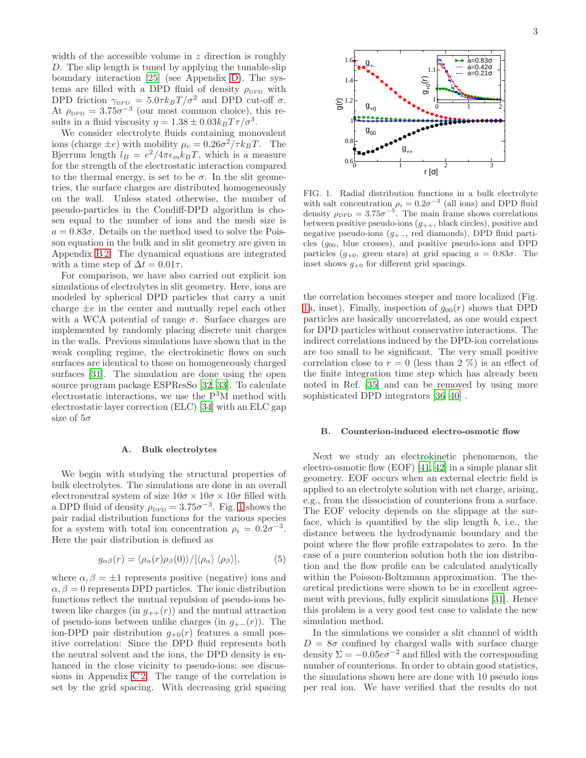width of the accessible volume in $z$ direction is roughly $D$. The slip length is tuned by applying the tunable-slip boundary interaction [25] (see Appendix D). The systems are filled with a DPD fluid of density $\rho_{\rm DPD}$ with DPD friction $\gamma_{\rm DPD} = 5.0\tau k_BT/\sigma^2$ and DPD cut-off $\sigma$. At $\rho_{\rm DPD} = 3.75\sigma^{-3}$ (our most common choice), this results in a fluid viscosity $\eta = 1.38 \pm 0.03 k_BT\tau/\sigma^3$.

We consider electrolyte fluids containing monovalent ions (charge $\pm e$) with mobility $\mu_c = 0.26\sigma^2/\tau k_BT$. The Bjerrum length $l_B = e^2/4\pi\epsilon_m k_BT$, which is a measure for the strength of the electrostatic interaction compared to the thermal energy, is set to be $\sigma$. In the slit geometries, the surface charges are distributed homogeneously on the wall. Unless stated otherwise, the number of pseudo-particles in the Condiff-DPD algorithm is chosen equal to the number of ions and the mesh size is $a = 0.83\sigma$. Details on the method used to solve the Poisson equation in the bulk and in slit geometry are given in Appendix B 2. The dynamical equations are integrated with a time step of $\Delta t = 0.01\tau$.

For comparison, we have also carried out explicit ion simulations of electrolytes in slit geometry. Here, ions are modeled by spherical DPD particles that carry a unit charge $\pm e$ in the center and mutually repel each other with a WCA potential of range $\sigma$. Surface charges are implemented by randomly placing discrete unit charges in the walls. Previous simulations have shown that in the weak coupling regime, the electrokinetic flows on such surfaces are identical to those on homogeneously charged surfaces [31]. The simulation are done using the open source program package ESPResSo [32, 33]. To calculate electrostatic interactions, we use the P$^3$M method with electrostatic layer correction (ELC) [34] with an ELC gap size of $5\sigma$

### A. Bulk electrolytes

We begin with studying the structural properties of bulk electrolytes. The simulations are done in an overall electroneutral system of size $10\sigma \times 10\sigma \times 10\sigma$ filled with a DPD fluid of density $\rho_{\rm DPD} = 3.75\sigma^{-3}$. Fig. 1 shows the pair radial distribution functions for the various species for a system with total ion concentration $\rho_i = 0.2\sigma^{-3}$. Here the pair distribution is defined as

$$g_{\alpha\beta}(r) = \langle \rho_\alpha(r)\rho_\beta(0)\rangle/[\langle\rho_\alpha\rangle\, \langle\rho_\beta\rangle], \tag{5}$$

where $\alpha, \beta = \pm 1$ represents positive (negative) ions and $\alpha, \beta = 0$ represents DPD particles. The ionic distribution functions reflect the mutual repulsion of pseudo-ions between like charges (in $g_{++}(r)$) and the mutual attraction of pseudo-ions between unlike charges (in $g_{+-}(r)$). The ion-DPD pair distribution $g_{+0}(r)$ features a small positive correlation: Since the DPD fluid represents both the neutral solvent and the ions, the DPD density is enhanced in the close vicinity to pseudo-ions; see discussions in Appendix C 2. The range of the correlation is set by the grid spacing. With decreasing grid spacing

FIG. 1. Radial distribution functions in a bulk electrolyte with salt concentration $\rho_i = 0.2\sigma^{-3}$ (all ions) and DPD fluid density $\rho_{\rm DPD} = 3.75\sigma^{-3}$. The main frame shows correlations between positive pseudo-ions ($g_{++}$, black circles), positive and negative pseudo-ions ($g_{+-}$, red diamonds), DPD fluid particles ($g_{00}$, blue crosses), and positive pseudo-ions and DPD particles ($g_{+0}$, green stars) at grid spacing $a = 0.83\sigma$. The inset shows $g_{+0}$ for different grid spacings.

the correlation becomes steeper and more localized (Fig. 1a, inset). Finally, inspection of $g_{00}(r)$ shows that DPD particles are basically uncorrelated, as one would expect for DPD particles without conservative interactions. The indirect correlations induced by the DPD-ion correlations are too small to be significant. The very small positive correlation close to $r = 0$ (less than 2 %) is an effect of the finite integration time step which has already been noted in Ref. [35] and can be removed by using more sophisticated DPD integrators [36–40] .

### B. Counterion-induced electro-osmotic flow

Next we study an electrokinetic phenomenon, the electro-osmotic flow (EOF) [41, 42] in a simple planar slit geometry. EOF occurs when an external electric field is applied to an electrolyte solution with net charge, arising, e.g., from the dissociation of counterions from a surface. The EOF velocity depends on the slippage at the surface, which is quantified by the slip length $b$, i.e., the distance between the hydrodynamic boundary and the point where the flow profile extrapolates to zero. In the case of a pure counterion solution both the ion distribution and the flow profile can be calculated analytically within the Poisson-Boltzmann approximation. The theoretical predictions were shown to be in excellent agreement with previous, fully explicit simulations [31]. Hence this problem is a very good test case to validate the new simulation method.

In the simulations we consider a slit channel of width $D = 8\sigma$ confined by charged walls with surface charge density $\Sigma = -0.05e\sigma^{-2}$ and filled with the corresponding number of counterions. In order to obtain good statistics, the simulations shown here are done with 10 pseudo ions per real ion. We have verified that the results do not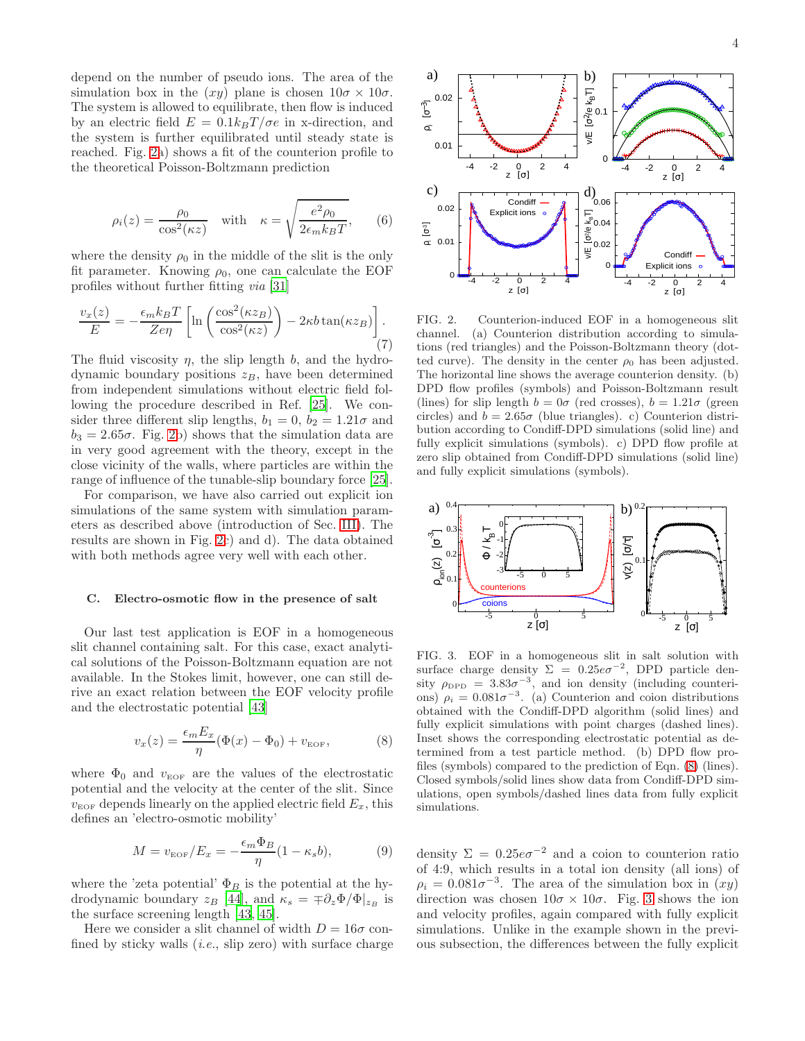depend on the number of pseudo ions. The area of the simulation box in the $(xy)$ plane is chosen $10\sigma \times 10\sigma$. The system is allowed to equilibrate, then flow is induced by an electric field $E = 0.1 k_B T/\sigma e$ in x-direction, and the system is further equilibrated until steady state is reached. Fig. 2a) shows a fit of the counterion profile to the theoretical Poisson-Boltzmann prediction

$$\rho_i(z) = \frac{\rho_0}{\cos^2(\kappa z)} \quad \text{with} \quad \kappa = \sqrt{\frac{e^2 \rho_0}{2\epsilon_m k_B T}}, \tag{6}$$

where the density $\rho_0$ in the middle of the slit is the only fit parameter. Knowing $\rho_0$, one can calculate the EOF profiles without further fitting *via* [31]

$$\frac{v_x(z)}{E} = -\frac{\epsilon_m k_B T}{Ze\eta}\left[\ln\left(\frac{\cos^2(\kappa z_B)}{\cos^2(\kappa z)}\right) - 2\kappa b \tan(\kappa z_B)\right]. \tag{7}$$

The fluid viscosity $\eta$, the slip length $b$, and the hydrodynamic boundary positions $z_B$, have been determined from independent simulations without electric field following the procedure described in Ref. [25]. We consider three different slip lengths, $b_1 = 0$, $b_2 = 1.21\sigma$ and $b_3 = 2.65\sigma$. Fig. 2b) shows that the simulation data are in very good agreement with the theory, except in the close vicinity of the walls, where particles are within the range of influence of the tunable-slip boundary force [25].

For comparison, we have also carried out explicit ion simulations of the same system with simulation parameters as described above (introduction of Sec. III). The results are shown in Fig. 2c) and d). The data obtained with both methods agree very well with each other.

FIG. 2. Counterion-induced EOF in a homogeneous slit channel. (a) Counterion distribution according to simulations (red triangles) and the Poisson-Boltzmann theory (dotted curve). The density in the center $\rho_0$ has been adjusted. The horizontal line shows the average counterion density. (b) DPD flow profiles (symbols) and Poisson-Boltzmann result (lines) for slip length $b = 0\sigma$ (red crosses), $b = 1.21\sigma$ (green circles) and $b = 2.65\sigma$ (blue triangles). c) Counterion distribution according to Condiff-DPD simulations (solid line) and fully explicit simulations (symbols). c) DPD flow profile at zero slip obtained from Condiff-DPD simulations (solid line) and fully explicit simulations (symbols).

### C. Electro-osmotic flow in the presence of salt

Our last test application is EOF in a homogeneous slit channel containing salt. For this case, exact analytical solutions of the Poisson-Boltzmann equation are not available. In the Stokes limit, however, one can still derive an exact relation between the EOF velocity profile and the electrostatic potential [43]

$$v_x(z) = \frac{\epsilon_m E_x}{\eta}(\Phi(x) - \Phi_0) + v_{\text{EOF}}, \tag{8}$$

where $\Phi_0$ and $v_{\text{EOF}}$ are the values of the electrostatic potential and the velocity at the center of the slit. Since $v_{\text{EOF}}$ depends linearly on the applied electric field $E_x$, this defines an 'electro-osmotic mobility'

$$M = v_{\text{EOF}}/E_x = -\frac{\epsilon_m \Phi_B}{\eta}(1 - \kappa_s b), \tag{9}$$

where the 'zeta potential' $\Phi_B$ is the potential at the hydrodynamic boundary $z_B$ [44], and $\kappa_s = \mp \partial_z \Phi/\Phi|_{z_B}$ is the surface screening length [43, 45].

Here we consider a slit channel of width $D = 16\sigma$ confined by sticky walls (*i.e.*, slip zero) with surface charge density $\Sigma = 0.25 e\sigma^{-2}$ and a coion to counterion ratio of 4:9, which results in a total ion density (all ions) of $\rho_i = 0.081\sigma^{-3}$. The area of the simulation box in $(xy)$ direction was chosen $10\sigma \times 10\sigma$. Fig. 3 shows the ion and velocity profiles, again compared with fully explicit simulations. Unlike in the example shown in the previous subsection, the differences between the fully explicit

FIG. 3. EOF in a homogeneous slit in salt solution with surface charge density $\Sigma = 0.25 e\sigma^{-2}$, DPD particle density $\rho_{\text{DPD}} = 3.83\sigma^{-3}$, and ion density (including counterions) $\rho_i = 0.081\sigma^{-3}$. (a) Counterion and coion distributions obtained with the Condiff-DPD algorithm (solid lines) and fully explicit simulations with point charges (dashed lines). Inset shows the corresponding electrostatic potential as determined from a test particle method. (b) DPD flow profiles (symbols) compared to the prediction of Eqn. (8) (lines). Closed symbols/solid lines show data from Condiff-DPD simulations, open symbols/dashed lines data from fully explicit simulations.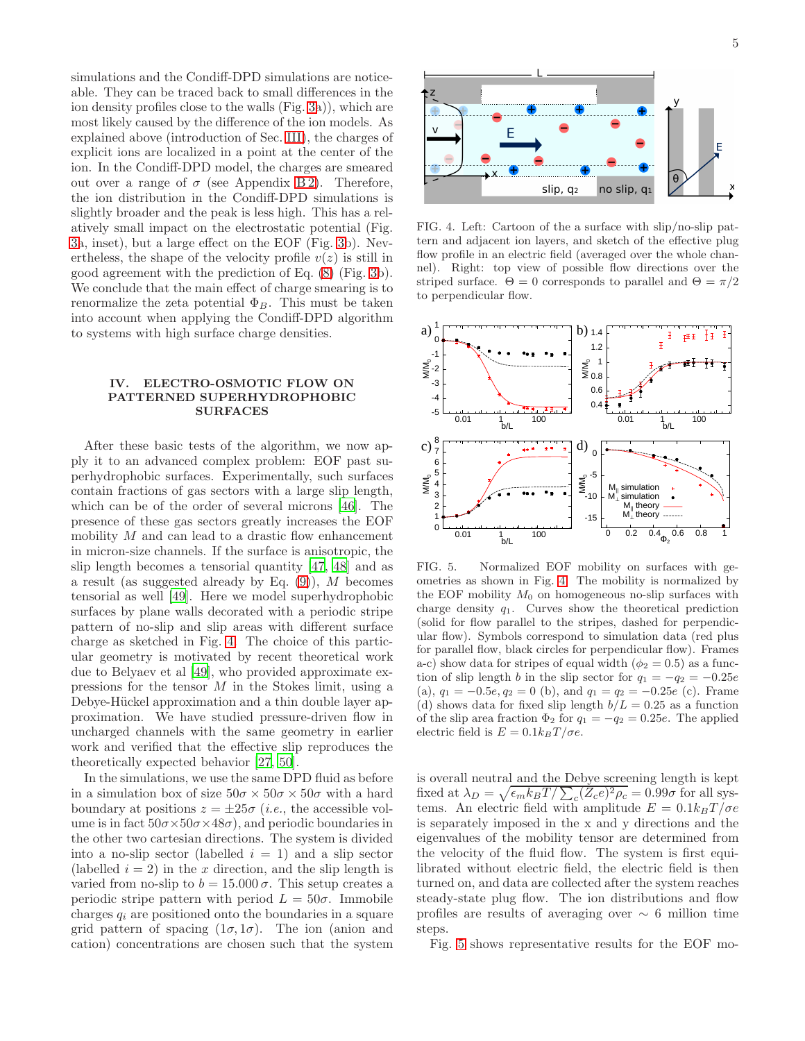simulations and the Condiff-DPD simulations are noticeable. They can be traced back to small differences in the ion density profiles close to the walls (Fig. 3a)), which are most likely caused by the difference of the ion models. As explained above (introduction of Sec. III), the charges of explicit ions are localized in a point at the center of the ion. In the Condiff-DPD model, the charges are smeared out over a range of $\sigma$ (see Appendix B 2). Therefore, the ion distribution in the Condiff-DPD simulations is slightly broader and the peak is less high. This has a relatively small impact on the electrostatic potential (Fig. 3a, inset), but a large effect on the EOF (Fig. 3b). Nevertheless, the shape of the velocity profile $v(z)$ is still in good agreement with the prediction of Eq. (8) (Fig. 3b). We conclude that the main effect of charge smearing is to renormalize the zeta potential $\Phi_B$. This must be taken into account when applying the Condiff-DPD algorithm to systems with high surface charge densities.

## IV. ELECTRO-OSMOTIC FLOW ON PATTERNED SUPERHYDROPHOBIC SURFACES

After these basic tests of the algorithm, we now apply it to an advanced complex problem: EOF past superhydrophobic surfaces. Experimentally, such surfaces contain fractions of gas sectors with a large slip length, which can be of the order of several microns [46]. The presence of these gas sectors greatly increases the EOF mobility $M$ and can lead to a drastic flow enhancement in micron-size channels. If the surface is anisotropic, the slip length becomes a tensorial quantity [47, 48] and as a result (as suggested already by Eq. (9)), $M$ becomes tensorial as well [49]. Here we model superhydrophobic surfaces by plane walls decorated with a periodic stripe pattern of no-slip and slip areas with different surface charge as sketched in Fig. 4. The choice of this particular geometry is motivated by recent theoretical work due to Belyaev et al [49], who provided approximate expressions for the tensor $M$ in the Stokes limit, using a Debye-Hückel approximation and a thin double layer approximation. We have studied pressure-driven flow in uncharged channels with the same geometry in earlier work and verified that the effective slip reproduces the theoretically expected behavior [27, 50].

In the simulations, we use the same DPD fluid as before in a simulation box of size $50\sigma \times 50\sigma \times 50\sigma$ with a hard boundary at positions $z = \pm 25\sigma$ (*i.e.*, the accessible volume is in fact $50\sigma \times 50\sigma \times 48\sigma$), and periodic boundaries in the other two cartesian directions. The system is divided into a no-slip sector (labelled $i = 1$) and a slip sector (labelled $i = 2$) in the $x$ direction, and the slip length is varied from no-slip to $b = 15.000\,\sigma$. This setup creates a periodic stripe pattern with period $L = 50\sigma$. Immobile charges $q_i$ are positioned onto the boundaries in a square grid pattern of spacing $(1\sigma, 1\sigma)$. The ion (anion and cation) concentrations are chosen such that the system is overall neutral and the Debye screening length is kept fixed at $\lambda_D = \sqrt{\epsilon_m k_B T / \sum_c (Z_c e)^2 \rho_c} = 0.99\sigma$ for all systems. An electric field with amplitude $E = 0.1 k_B T/\sigma e$ is separately imposed in the x and y directions and the eigenvalues of the mobility tensor are determined from the velocity of the fluid flow. The system is first equilibrated without electric field, the electric field is then turned on, and data are collected after the system reaches steady-state plug flow. The ion distributions and flow profiles are results of averaging over $\sim 6$ million time steps.

FIG. 4. Left: Cartoon of the a surface with slip/no-slip pattern and adjacent ion layers, and sketch of the effective plug flow profile in an electric field (averaged over the whole channel). Right: top view of possible flow directions over the striped surface. $\Theta = 0$ corresponds to parallel and $\Theta = \pi/2$ to perpendicular flow.

FIG. 5. Normalized EOF mobility on surfaces with geometries as shown in Fig. 4. The mobility is normalized by the EOF mobility $M_0$ on homogeneous no-slip surfaces with charge density $q_1$. Curves show the theoretical prediction (solid for flow parallel to the stripes, dashed for perpendicular flow). Symbols correspond to simulation data (red plus for parallel flow, black circles for perpendicular flow). Frames a-c) show data for stripes of equal width ($\phi_2 = 0.5$) as a function of slip length $b$ in the slip sector for $q_1 = -q_2 = -0.25e$ (a), $q_1 = -0.5e, q_2 = 0$ (b), and $q_1 = q_2 = -0.25e$ (c). Frame (d) shows data for fixed slip length $b/L = 0.25$ as a function of the slip area fraction $\Phi_2$ for $q_1 = -q_2 = 0.25e$. The applied electric field is $E = 0.1 k_B T/\sigma e$.

Fig. 5 shows representative results for the EOF mo-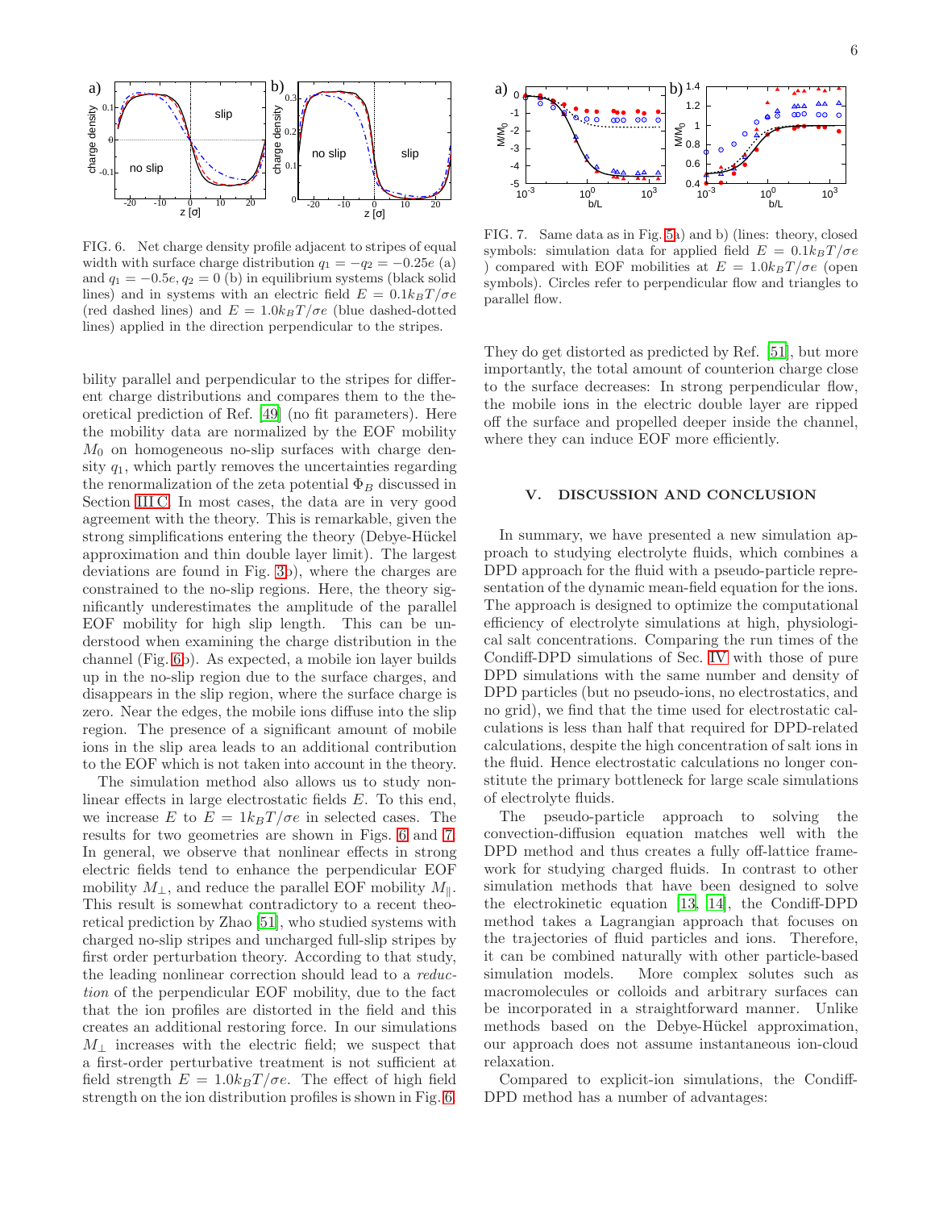FIG. 6. Net charge density profile adjacent to stripes of equal width with surface charge distribution $q_1 = -q_2 = -0.25e$ (a) and $q_1 = -0.5e, q_2 = 0$ (b) in equilibrium systems (black solid lines) and in systems with an electric field $E = 0.1k_BT/\sigma e$ (red dashed lines) and $E = 1.0k_BT/\sigma e$ (blue dashed-dotted lines) applied in the direction perpendicular to the stripes.

FIG. 7. Same data as in Fig. 5a) and b) (lines: theory, closed symbols: simulation data for applied field $E = 0.1k_BT/\sigma e$ ) compared with EOF mobilities at $E = 1.0k_BT/\sigma e$ (open symbols). Circles refer to perpendicular flow and triangles to parallel flow.

bility parallel and perpendicular to the stripes for different charge distributions and compares them to the theoretical prediction of Ref. [49] (no fit parameters). Here the mobility data are normalized by the EOF mobility $M_0$ on homogeneous no-slip surfaces with charge density $q_1$, which partly removes the uncertainties regarding the renormalization of the zeta potential $\Phi_B$ discussed in Section III C. In most cases, the data are in very good agreement with the theory. This is remarkable, given the strong simplifications entering the theory (Debye-Hückel approximation and thin double layer limit). The largest deviations are found in Fig. 3b), where the charges are constrained to the no-slip regions. Here, the theory significantly underestimates the amplitude of the parallel EOF mobility for high slip length. This can be understood when examining the charge distribution in the channel (Fig. 6b). As expected, a mobile ion layer builds up in the no-slip region due to the surface charges, and disappears in the slip region, where the surface charge is zero. Near the edges, the mobile ions diffuse into the slip region. The presence of a significant amount of mobile ions in the slip area leads to an additional contribution to the EOF which is not taken into account in the theory.

The simulation method also allows us to study nonlinear effects in large electrostatic fields $E$. To this end, we increase $E$ to $E = 1k_BT/\sigma e$ in selected cases. The results for two geometries are shown in Figs. 6 and 7. In general, we observe that nonlinear effects in strong electric fields tend to enhance the perpendicular EOF mobility $M_\perp$, and reduce the parallel EOF mobility $M_\parallel$. This result is somewhat contradictory to a recent theoretical prediction by Zhao [51], who studied systems with charged no-slip stripes and uncharged full-slip stripes by first order perturbation theory. According to that study, the leading nonlinear correction should lead to a *reduction* of the perpendicular EOF mobility, due to the fact that the ion profiles are distorted in the field and this creates an additional restoring force. In our simulations $M_\perp$ increases with the electric field; we suspect that a first-order perturbative treatment is not sufficient at field strength $E = 1.0k_BT/\sigma e$. The effect of high field strength on the ion distribution profiles is shown in Fig. 6. They do get distorted as predicted by Ref. [51], but more importantly, the total amount of counterion charge close to the surface decreases: In strong perpendicular flow, the mobile ions in the electric double layer are ripped off the surface and propelled deeper inside the channel, where they can induce EOF more efficiently.

## V. DISCUSSION AND CONCLUSION

In summary, we have presented a new simulation approach to studying electrolyte fluids, which combines a DPD approach for the fluid with a pseudo-particle representation of the dynamic mean-field equation for the ions. The approach is designed to optimize the computational efficiency of electrolyte simulations at high, physiological salt concentrations. Comparing the run times of the Condiff-DPD simulations of Sec. IV with those of pure DPD simulations with the same number and density of DPD particles (but no pseudo-ions, no electrostatics, and no grid), we find that the time used for electrostatic calculations is less than half that required for DPD-related calculations, despite the high concentration of salt ions in the fluid. Hence electrostatic calculations no longer constitute the primary bottleneck for large scale simulations of electrolyte fluids.

The pseudo-particle approach to solving the convection-diffusion equation matches well with the DPD method and thus creates a fully off-lattice framework for studying charged fluids. In contrast to other simulation methods that have been designed to solve the electrokinetic equation [13, 14], the Condiff-DPD method takes a Lagrangian approach that focuses on the trajectories of fluid particles and ions. Therefore, it can be combined naturally with other particle-based simulation models. More complex solutes such as macromolecules or colloids and arbitrary surfaces can be incorporated in a straightforward manner. Unlike methods based on the Debye-Hückel approximation, our approach does not assume instantaneous ion-cloud relaxation.

Compared to explicit-ion simulations, the Condiff-DPD method has a number of advantages: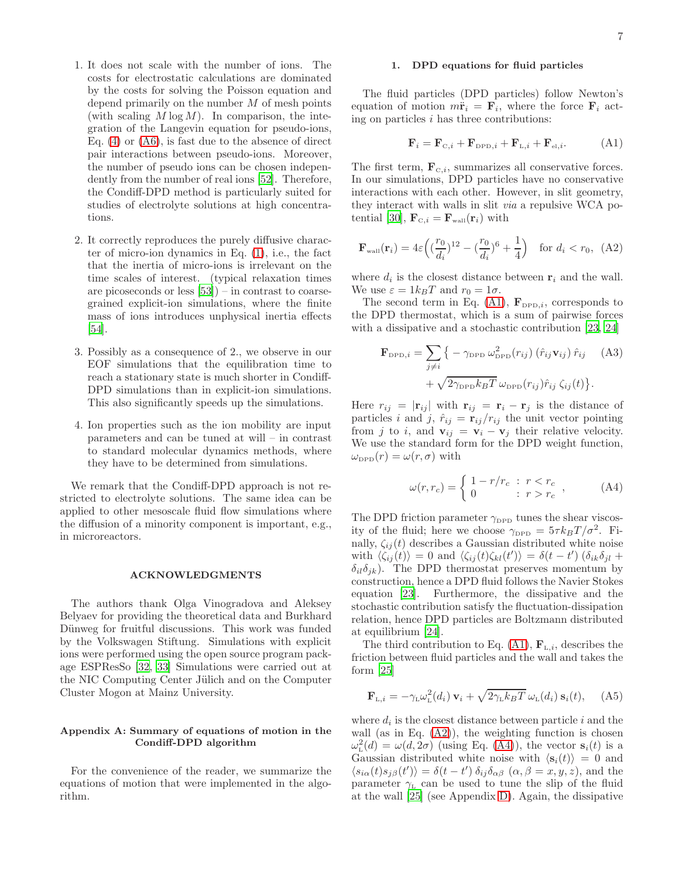1. It does not scale with the number of ions. The costs for electrostatic calculations are dominated by the costs for solving the Poisson equation and depend primarily on the number $M$ of mesh points (with scaling $M \log M$). In comparison, the integration of the Langevin equation for pseudo-ions, Eq. (4) or (A6), is fast due to the absence of direct pair interactions between pseudo-ions. Moreover, the number of pseudo ions can be chosen independently from the number of real ions [52]. Therefore, the Condiff-DPD method is particularly suited for studies of electrolyte solutions at high concentrations.

2. It correctly reproduces the purely diffusive character of micro-ion dynamics in Eq. (1), i.e., the fact that the inertia of micro-ions is irrelevant on the time scales of interest. (typical relaxation times are picoseconds or less [53]) – in contrast to coarse-grained explicit-ion simulations, where the finite mass of ions introduces unphysical inertia effects [54].

3. Possibly as a consequence of 2., we observe in our EOF simulations that the equilibration time to reach a stationary state is much shorter in Condiff-DPD simulations than in explicit-ion simulations. This also significantly speeds up the simulations.

4. Ion properties such as the ion mobility are input parameters and can be tuned at will – in contrast to standard molecular dynamics methods, where they have to be determined from simulations.

We remark that the Condiff-DPD approach is not restricted to electrolyte solutions. The same idea can be applied to other mesoscale fluid flow simulations where the diffusion of a minority component is important, e.g., in microreactors.

## ACKNOWLEDGMENTS

The authors thank Olga Vinogradova and Aleksey Belyaev for providing the theoretical data and Burkhard Dünweg for fruitful discussions. This work was funded by the Volkswagen Stiftung. Simulations with explicit ions were performed using the open source program package ESPResSo [32, 33] Simulations were carried out at the NIC Computing Center Jülich and on the Computer Cluster Mogon at Mainz University.

## Appendix A: Summary of equations of motion in the Condiff-DPD algorithm

For the convenience of the reader, we summarize the equations of motion that were implemented in the algorithm.

### 1. DPD equations for fluid particles

The fluid particles (DPD particles) follow Newton's equation of motion $m\ddot{\mathbf{r}}_i = \mathbf{F}_i$, where the force $\mathbf{F}_i$ acting on particles $i$ has three contributions:

$$\mathbf{F}_i = \mathbf{F}_{\mathrm{C},i} + \mathbf{F}_{\mathrm{DPD},i} + \mathbf{F}_{\mathrm{L},i} + \mathbf{F}_{\mathrm{el},i}. \tag{A1}$$

The first term, $\mathbf{F}_{\mathrm{C},i}$, summarizes all conservative forces. In our simulations, DPD particles have no conservative interactions with each other. However, in slit geometry, they interact with walls in slit *via* a repulsive WCA potential [30], $\mathbf{F}_{\mathrm{C},i} = \mathbf{F}_{\mathrm{wall}}(\mathbf{r}_i)$ with

$$\mathbf{F}_{\mathrm{wall}}(\mathbf{r}_i) = 4\varepsilon\Big( (\frac{r_0}{d_i})^{12} - (\frac{r_0}{d_i})^{6} + \frac{1}{4}\Big) \quad \text{for } d_i < r_0, \tag{A2}$$

where $d_i$ is the closest distance between $\mathbf{r}_i$ and the wall. We use $\varepsilon = 1k_BT$ and $r_0 = 1\sigma$.

The second term in Eq. (A1), $\mathbf{F}_{\mathrm{DPD},i}$, corresponds to the DPD thermostat, which is a sum of pairwise forces with a dissipative and a stochastic contribution [23, 24]

$$\begin{aligned}\mathbf{F}_{\mathrm{DPD},i} = \sum_{j\neq i} \big\{ & -\gamma_{\mathrm{DPD}}\, \omega^2_{\mathrm{DPD}}(r_{ij})\, (\hat{r}_{ij}\mathbf{v}_{ij})\, \hat{r}_{ij} \\ & + \sqrt{2\gamma_{\mathrm{DPD}} k_B T}\, \omega_{\mathrm{DPD}}(r_{ij}) \hat{r}_{ij}\, \zeta_{ij}(t) \big\}.\end{aligned} \tag{A3}$$

Here $r_{ij} = |\mathbf{r}_{ij}|$ with $\mathbf{r}_{ij} = \mathbf{r}_i - \mathbf{r}_j$ is the distance of particles $i$ and $j$, $\hat{r}_{ij} = \mathbf{r}_{ij}/r_{ij}$ the unit vector pointing from $j$ to $i$, and $\mathbf{v}_{ij} = \mathbf{v}_i - \mathbf{v}_j$ their relative velocity. We use the standard form for the DPD weight function, $\omega_{\mathrm{DPD}}(r) = \omega(r, \sigma)$ with

$$\omega(r, r_c) = \begin{cases} 1 - r/r_c & : \ r < r_c \\ 0 & : \ r > r_c \end{cases}, \tag{A4}$$

The DPD friction parameter $\gamma_{\mathrm{DPD}}$ tunes the shear viscosity of the fluid; here we choose $\gamma_{\mathrm{DPD}} = 5\tau k_BT/\sigma^2$. Finally, $\zeta_{ij}(t)$ describes a Gaussian distributed white noise with $\langle \zeta_{ij}(t) \rangle = 0$ and $\langle \zeta_{ij}(t)\zeta_{kl}(t')\rangle = \delta(t-t')\,(\delta_{ik}\delta_{jl} + \delta_{il}\delta_{jk})$. The DPD thermostat preserves momentum by construction, hence a DPD fluid follows the Navier Stokes equation [23]. Furthermore, the dissipative and the stochastic contribution satisfy the fluctuation-dissipation relation, hence DPD particles are Boltzmann distributed at equilibrium [24].

The third contribution to Eq. (A1), $\mathbf{F}_{\mathrm{L},i}$, describes the friction between fluid particles and the wall and takes the form [25]

$$\mathbf{F}_{\mathrm{L},i} = -\gamma_{\mathrm{L}} \omega^2_{\mathrm{L}}(d_i)\, \mathbf{v}_i + \sqrt{2\gamma_{\mathrm{L}} k_B T}\, \omega_{\mathrm{L}}(d_i)\, \mathbf{s}_i(t), \tag{A5}$$

where $d_i$ is the closest distance between particle $i$ and the wall (as in Eq. (A2)), the weighting function is chosen $\omega^2_{\mathrm{L}}(d) = \omega(d, 2\sigma)$ (using Eq. (A4)), the vector $\mathbf{s}_i(t)$ is a Gaussian distributed white noise with $\langle \mathbf{s}_i(t)\rangle = 0$ and $\langle s_{i\alpha}(t) s_{j\beta}(t')\rangle = \delta(t-t')\,\delta_{ij}\delta_{\alpha\beta}$ $(\alpha, \beta = x, y, z)$, and the parameter $\gamma_{\mathrm{L}}$ can be used to tune the slip of the fluid at the wall [25] (see Appendix D). Again, the dissipative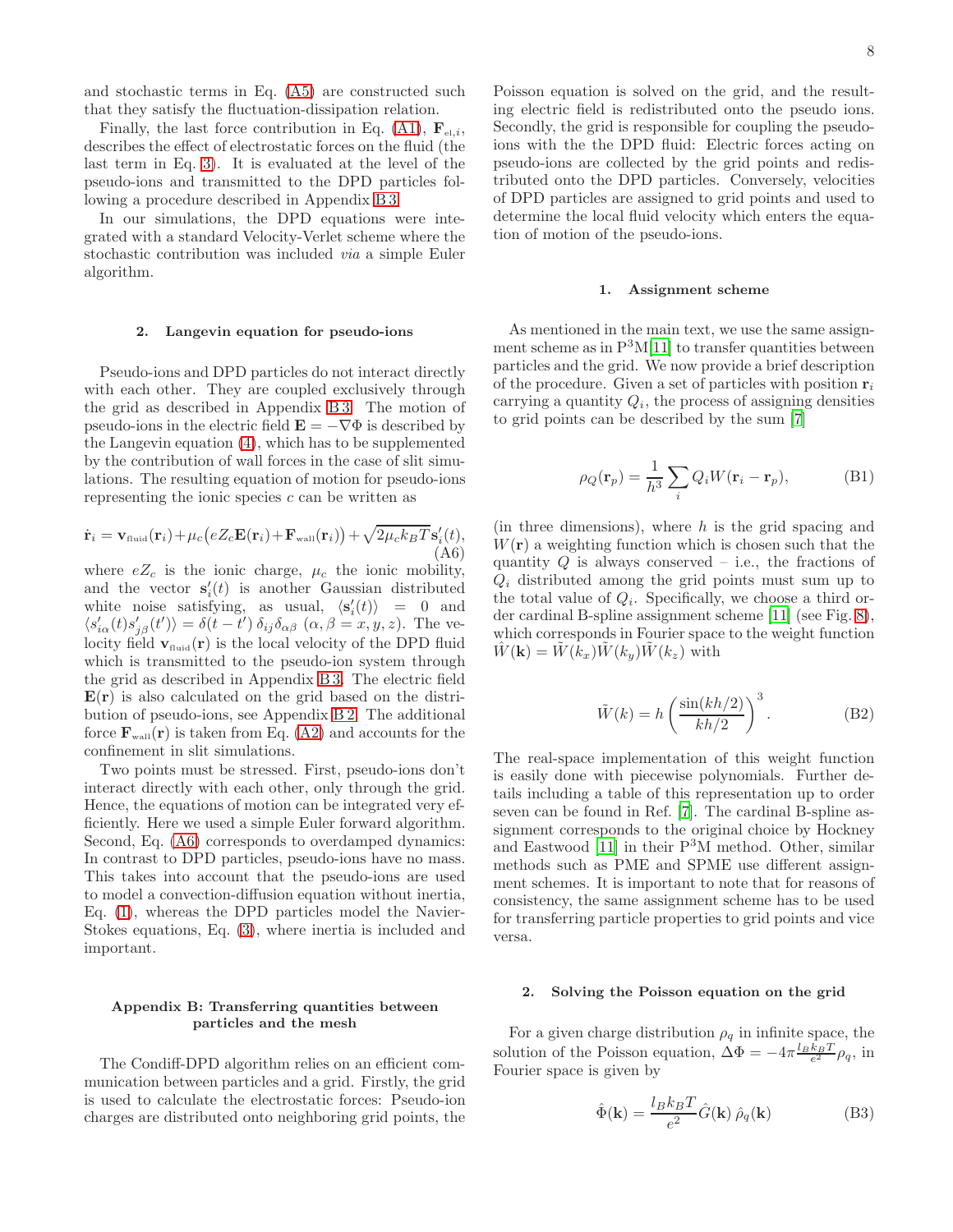and stochastic terms in Eq. (A5) are constructed such that they satisfy the fluctuation-dissipation relation.

Finally, the last force contribution in Eq. (A1), $\mathbf{F}_{\text{el},i}$, describes the effect of electrostatic forces on the fluid (the last term in Eq. 3). It is evaluated at the level of the pseudo-ions and transmitted to the DPD particles following a procedure described in Appendix B 3.

In our simulations, the DPD equations were integrated with a standard Velocity-Verlet scheme where the stochastic contribution was included *via* a simple Euler algorithm.

### 2. Langevin equation for pseudo-ions

Pseudo-ions and DPD particles do not interact directly with each other. They are coupled exclusively through the grid as described in Appendix B 3. The motion of pseudo-ions in the electric field $\mathbf{E} = -\nabla\Phi$ is described by the Langevin equation (4), which has to be supplemented by the contribution of wall forces in the case of slit simulations. The resulting equation of motion for pseudo-ions representing the ionic species $c$ can be written as

$$\dot{\mathbf{r}}_i = \mathbf{v}_{\text{fluid}}(\mathbf{r}_i) + \mu_c\big(eZ_c\mathbf{E}(\mathbf{r}_i) + \mathbf{F}_{\text{wall}}(\mathbf{r}_i)\big) + \sqrt{2\mu_c k_B T}\,\mathbf{s}'_i(t), \tag{A6}$$

where $eZ_c$ is the ionic charge, $\mu_c$ the ionic mobility, and the vector $\mathbf{s}'_i(t)$ is another Gaussian distributed white noise satisfying, as usual, $\langle \mathbf{s}'_i(t)\rangle = 0$ and $\langle s'_{i\alpha}(t)s'_{j\beta}(t')\rangle = \delta(t-t')\,\delta_{ij}\delta_{\alpha\beta}$ $(\alpha,\beta = x,y,z)$. The velocity field $\mathbf{v}_{\text{fluid}}(\mathbf{r})$ is the local velocity of the DPD fluid which is transmitted to the pseudo-ion system through the grid as described in Appendix B 3. The electric field $\mathbf{E}(\mathbf{r})$ is also calculated on the grid based on the distribution of pseudo-ions, see Appendix B 2. The additional force $\mathbf{F}_{\text{wall}}(\mathbf{r})$ is taken from Eq. (A2) and accounts for the confinement in slit simulations.

Two points must be stressed. First, pseudo-ions don't interact directly with each other, only through the grid. Hence, the equations of motion can be integrated very efficiently. Here we used a simple Euler forward algorithm. Second, Eq. (A6) corresponds to overdamped dynamics: In contrast to DPD particles, pseudo-ions have no mass. This takes into account that the pseudo-ions are used to model a convection-diffusion equation without inertia, Eq. (1), whereas the DPD particles model the Navier-Stokes equations, Eq. (3), where inertia is included and important.

## Appendix B: Transferring quantities between particles and the mesh

The Condiff-DPD algorithm relies on an efficient communication between particles and a grid. Firstly, the grid is used to calculate the electrostatic forces: Pseudo-ion charges are distributed onto neighboring grid points, the Poisson equation is solved on the grid, and the resulting electric field is redistributed onto the pseudo ions. Secondly, the grid is responsible for coupling the pseudo-ions with the the DPD fluid: Electric forces acting on pseudo-ions are collected by the grid points and redistributed onto the DPD particles. Conversely, velocities of DPD particles are assigned to grid points and used to determine the local fluid velocity which enters the equation of motion of the pseudo-ions.

### 1. Assignment scheme

As mentioned in the main text, we use the same assignment scheme as in P$^3$M[11] to transfer quantities between particles and the grid. We now provide a brief description of the procedure. Given a set of particles with position $\mathbf{r}_i$ carrying a quantity $Q_i$, the process of assigning densities to grid points can be described by the sum [7]

$$\rho_Q(\mathbf{r}_p) = \frac{1}{h^3}\sum_i Q_i W(\mathbf{r}_i - \mathbf{r}_p), \tag{B1}$$

(in three dimensions), where $h$ is the grid spacing and $W(\mathbf{r})$ a weighting function which is chosen such that the quantity $Q$ is always conserved – i.e., the fractions of $Q_i$ distributed among the grid points must sum up to the total value of $Q_i$. Specifically, we choose a third order cardinal B-spline assignment scheme [11] (see Fig. 8), which corresponds in Fourier space to the weight function $\hat{W}(\mathbf{k}) = \tilde{W}(k_x)\tilde{W}(k_y)\tilde{W}(k_z)$ with

$$\tilde{W}(k) = h\left(\frac{\sin(kh/2)}{kh/2}\right)^3. \tag{B2}$$

The real-space implementation of this weight function is easily done with piecewise polynomials. Further details including a table of this representation up to order seven can be found in Ref. [7]. The cardinal B-spline assignment corresponds to the original choice by Hockney and Eastwood [11] in their P$^3$M method. Other, similar methods such as PME and SPME use different assignment schemes. It is important to note that for reasons of consistency, the same assignment scheme has to be used for transferring particle properties to grid points and vice versa.

### 2. Solving the Poisson equation on the grid

For a given charge distribution $\rho_q$ in infinite space, the solution of the Poisson equation, $\Delta\Phi = -4\pi\frac{l_B k_B T}{e^2}\rho_q$, in Fourier space is given by

$$\hat{\Phi}(\mathbf{k}) = \frac{l_B k_B T}{e^2}\hat{G}(\mathbf{k})\,\hat{\rho}_q(\mathbf{k}) \tag{B3}$$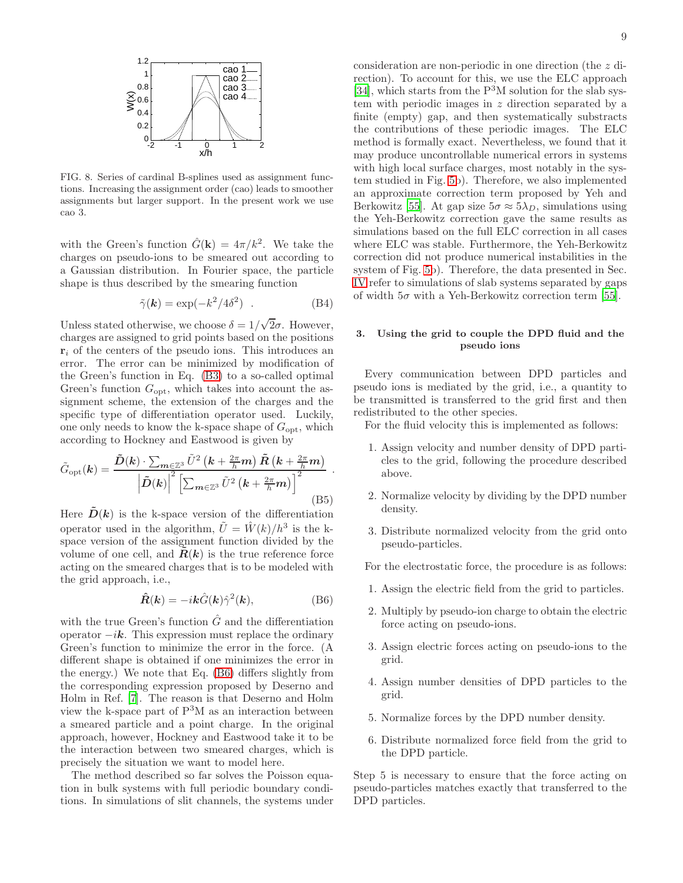FIG. 8. Series of cardinal B-splines used as assignment functions. Increasing the assignment order (cao) leads to smoother assignments but larger support. In the present work we use cao 3.

with the Green's function $\hat{G}(\mathbf{k}) = 4\pi/k^2$. We take the charges on pseudo-ions to be smeared out according to a Gaussian distribution. In Fourier space, the particle shape is thus described by the smearing function

$$\tilde{\gamma}(\boldsymbol{k}) = \exp(-k^2/4\delta^2) \quad . \tag{B4}$$

Unless stated otherwise, we choose $\delta = 1/\sqrt{2}\sigma$. However, charges are assigned to grid points based on the positions $\mathbf{r}_i$ of the centers of the pseudo ions. This introduces an error. The error can be minimized by modification of the Green's function in Eq. (B3) to a so-called optimal Green's function $G_{\rm opt}$, which takes into account the assignment scheme, the extension of the charges and the specific type of differentiation operator used. Luckily, one only needs to know the k-space shape of $G_{\rm opt}$, which according to Hockney and Eastwood is given by

$$\tilde{G}_{\rm opt}(\boldsymbol{k}) = \frac{\tilde{\boldsymbol{D}}(\boldsymbol{k}) \cdot \sum_{\boldsymbol{m}\in\mathbb{Z}^3} \tilde{U}^2\left(\boldsymbol{k} + \frac{2\pi}{h}\boldsymbol{m}\right) \tilde{\boldsymbol{R}}\left(\boldsymbol{k} + \frac{2\pi}{h}\boldsymbol{m}\right)}{\left|\tilde{\boldsymbol{D}}(\boldsymbol{k})\right|^2 \left[\sum_{\boldsymbol{m}\in\mathbb{Z}^3} \tilde{U}^2\left(\boldsymbol{k} + \frac{2\pi}{h}\boldsymbol{m}\right)\right]^2} \ . \tag{B5}$$

Here $\tilde{\boldsymbol{D}}(\boldsymbol{k})$ is the k-space version of the differentiation operator used in the algorithm, $\tilde{U} = \hat{W}(k)/h^3$ is the k-space version of the assignment function divided by the volume of one cell, and $\tilde{\boldsymbol{R}}(\boldsymbol{k})$ is the true reference force acting on the smeared charges that is to be modeled with the grid approach, i.e.,

$$\hat{\boldsymbol{R}}(\boldsymbol{k}) = -i\boldsymbol{k}\hat{G}(\boldsymbol{k})\hat{\gamma}^2(\boldsymbol{k}), \tag{B6}$$

with the true Green's function $\hat{G}$ and the differentiation operator $-i\boldsymbol{k}$. This expression must replace the ordinary Green's function to minimize the error in the force. (A different shape is obtained if one minimizes the error in the energy.) We note that Eq. (B6) differs slightly from the corresponding expression proposed by Deserno and Holm in Ref. [7]. The reason is that Deserno and Holm view the k-space part of P$^3$M as an interaction between a smeared particle and a point charge. In the original approach, however, Hockney and Eastwood take it to be the interaction between two smeared charges, which is precisely the situation we want to model here.

The method described so far solves the Poisson equation in bulk systems with full periodic boundary conditions. In simulations of slit channels, the systems under consideration are non-periodic in one direction (the $z$ direction). To account for this, we use the ELC approach [34], which starts from the P$^3$M solution for the slab system with periodic images in $z$ direction separated by a finite (empty) gap, and then systematically substracts the contributions of these periodic images. The ELC method is formally exact. Nevertheless, we found that it may produce uncontrollable numerical errors in systems with high local surface charges, most notably in the system studied in Fig. 5b). Therefore, we also implemented an approximate correction term proposed by Yeh and Berkowitz [55]. At gap size $5\sigma \approx 5\lambda_D$, simulations using the Yeh-Berkowitz correction gave the same results as simulations based on the full ELC correction in all cases where ELC was stable. Furthermore, the Yeh-Berkowitz correction did not produce numerical instabilities in the system of Fig. 5b). Therefore, the data presented in Sec. IV refer to simulations of slab systems separated by gaps of width $5\sigma$ with a Yeh-Berkowitz correction term [55].

### 3. Using the grid to couple the DPD fluid and the pseudo ions

Every communication between DPD particles and pseudo ions is mediated by the grid, i.e., a quantity to be transmitted is transferred to the grid first and then redistributed to the other species.

For the fluid velocity this is implemented as follows:

1. Assign velocity and number density of DPD particles to the grid, following the procedure described above.
2. Normalize velocity by dividing by the DPD number density.
3. Distribute normalized velocity from the grid onto pseudo-particles.

For the electrostatic force, the procedure is as follows:

1. Assign the electric field from the grid to particles.
2. Multiply by pseudo-ion charge to obtain the electric force acting on pseudo-ions.
3. Assign electric forces acting on pseudo-ions to the grid.
4. Assign number densities of DPD particles to the grid.
5. Normalize forces by the DPD number density.
6. Distribute normalized force field from the grid to the DPD particle.

Step 5 is necessary to ensure that the force acting on pseudo-particles matches exactly that transferred to the DPD particles.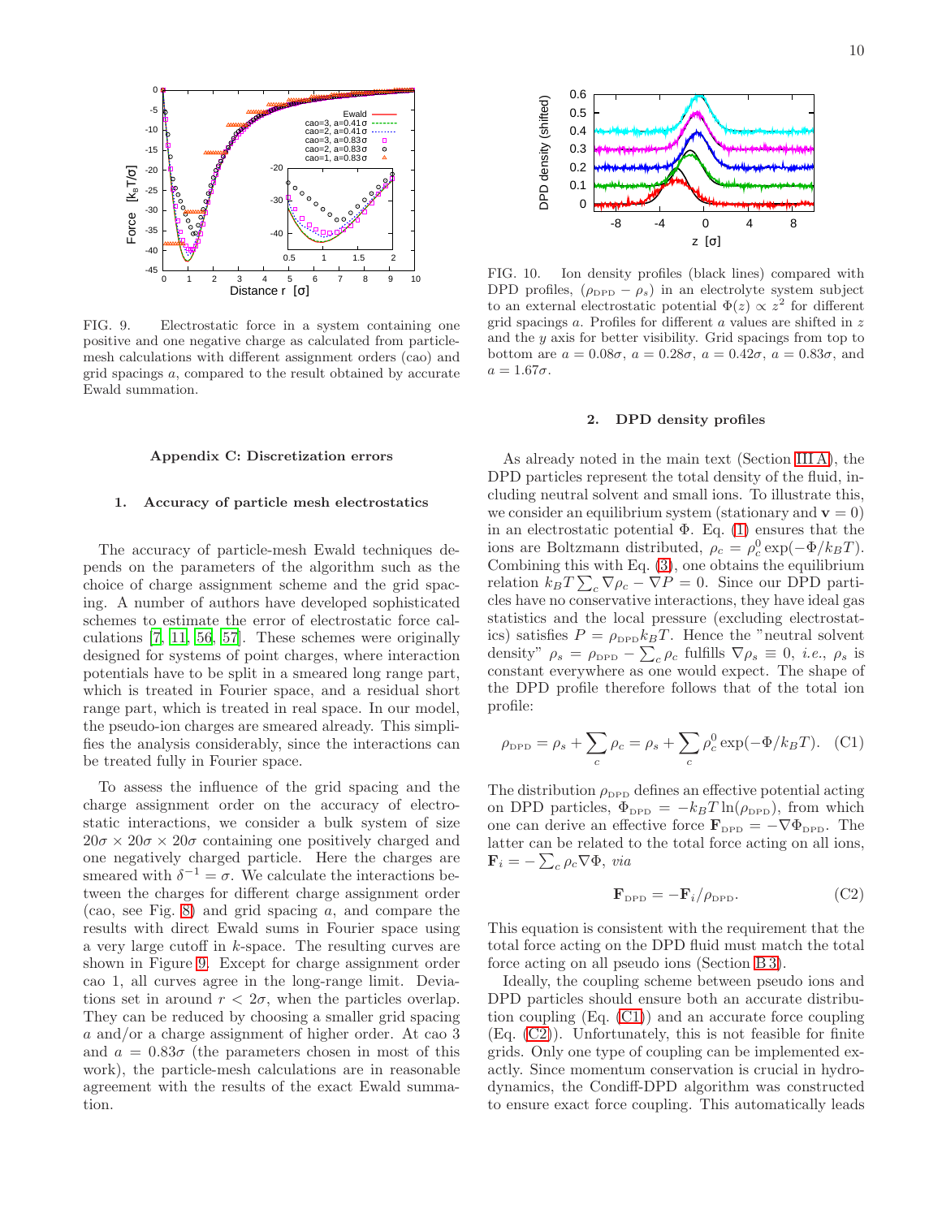FIG. 9. Electrostatic force in a system containing one positive and one negative charge as calculated from particle-mesh calculations with different assignment orders (cao) and grid spacings $a$, compared to the result obtained by accurate Ewald summation.

FIG. 10. Ion density profiles (black lines) compared with DPD profiles, $(\rho_{\text{DPD}} - \rho_s)$ in an electrolyte system subject to an external electrostatic potential $\Phi(z) \propto z^2$ for different grid spacings $a$. Profiles for different $a$ values are shifted in $z$ and the $y$ axis for better visibility. Grid spacings from top to bottom are $a = 0.08\sigma$, $a = 0.28\sigma$, $a = 0.42\sigma$, $a = 0.83\sigma$, and $a = 1.67\sigma$.

## Appendix C: Discretization errors

### 1. Accuracy of particle mesh electrostatics

The accuracy of particle-mesh Ewald techniques depends on the parameters of the algorithm such as the choice of charge assignment scheme and the grid spacing. A number of authors have developed sophisticated schemes to estimate the error of electrostatic force calculations [7, 11, 56, 57]. These schemes were originally designed for systems of point charges, where interaction potentials have to be split in a smeared long range part, which is treated in Fourier space, and a residual short range part, which is treated in real space. In our model, the pseudo-ion charges are smeared already. This simplifies the analysis considerably, since the interactions can be treated fully in Fourier space.

To assess the influence of the grid spacing and the charge assignment order on the accuracy of electrostatic interactions, we consider a bulk system of size $20\sigma \times 20\sigma \times 20\sigma$ containing one positively charged and one negatively charged particle. Here the charges are smeared with $\delta^{-1} = \sigma$. We calculate the interactions between the charges for different charge assignment order (cao, see Fig. 8) and grid spacing $a$, and compare the results with direct Ewald sums in Fourier space using a very large cutoff in $k$-space. The resulting curves are shown in Figure 9. Except for charge assignment order cao 1, all curves agree in the long-range limit. Deviations set in around $r < 2\sigma$, when the particles overlap. They can be reduced by choosing a smaller grid spacing $a$ and/or a charge assignment of higher order. At cao 3 and $a = 0.83\sigma$ (the parameters chosen in most of this work), the particle-mesh calculations are in reasonable agreement with the results of the exact Ewald summation.

### 2. DPD density profiles

As already noted in the main text (Section III A), the DPD particles represent the total density of the fluid, including neutral solvent and small ions. To illustrate this, we consider an equilibrium system (stationary and $\mathbf{v} = 0$) in an electrostatic potential $\Phi$. Eq. (1) ensures that the ions are Boltzmann distributed, $\rho_c = \rho_c^0 \exp(-\Phi/k_B T)$. Combining this with Eq. (3), one obtains the equilibrium relation $k_B T \sum_c \nabla \rho_c - \nabla P = 0$. Since our DPD particles have no conservative interactions, they have ideal gas statistics and the local pressure (excluding electrostatics) satisfies $P = \rho_{\text{DPD}} k_B T$. Hence the "neutral solvent density" $\rho_s = \rho_{\text{DPD}} - \sum_c \rho_c$ fulfills $\nabla \rho_s \equiv 0$, *i.e.*, $\rho_s$ is constant everywhere as one would expect. The shape of the DPD profile therefore follows that of the total ion profile:

$$\rho_{\text{DPD}} = \rho_s + \sum_c \rho_c = \rho_s + \sum_c \rho_c^0 \exp(-\Phi/k_B T). \quad \text{(C1)}$$

The distribution $\rho_{\text{DPD}}$ defines an effective potential acting on DPD particles, $\Phi_{\text{DPD}} = -k_B T \ln(\rho_{\text{DPD}})$, from which one can derive an effective force $\mathbf{F}_{\text{DPD}} = -\nabla \Phi_{\text{DPD}}$. The latter can be related to the total force acting on all ions, $\mathbf{F}_i = -\sum_c \rho_c \nabla \Phi$, *via*

$$\mathbf{F}_{\text{DPD}} = -\mathbf{F}_i / \rho_{\text{DPD}}. \quad \text{(C2)}$$

This equation is consistent with the requirement that the total force acting on the DPD fluid must match the total force acting on all pseudo ions (Section B 3).

Ideally, the coupling scheme between pseudo ions and DPD particles should ensure both an accurate distribution coupling (Eq. (C1)) and an accurate force coupling (Eq. (C2)). Unfortunately, this is not feasible for finite grids. Only one type of coupling can be implemented exactly. Since momentum conservation is crucial in hydrodynamics, the Condiff-DPD algorithm was constructed to ensure exact force coupling. This automatically leads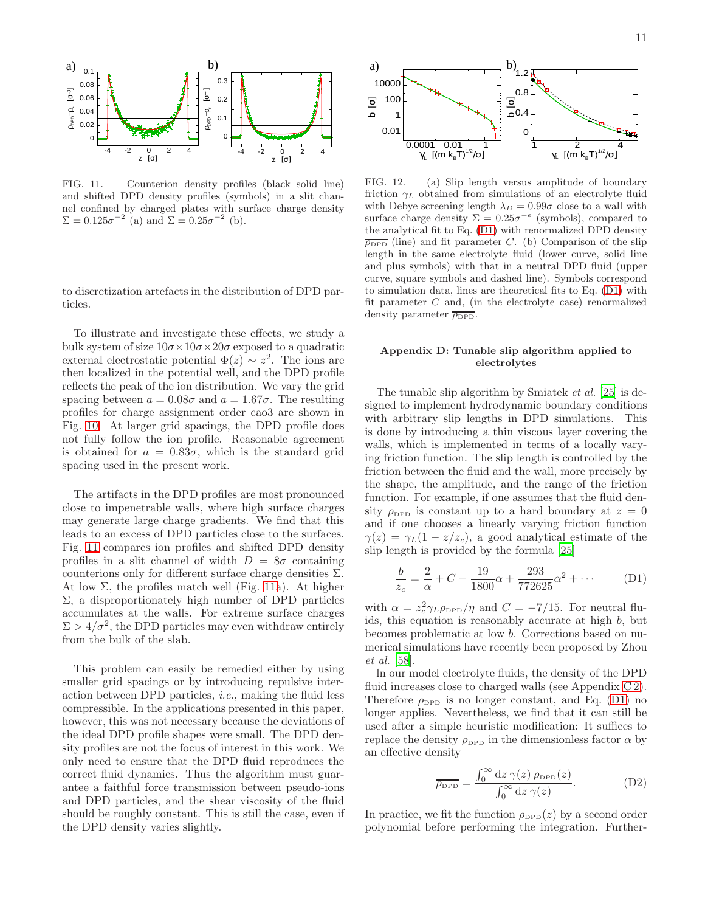FIG. 11. Counterion density profiles (black solid line) and shifted DPD density profiles (symbols) in a slit channel confined by charged plates with surface charge density $\Sigma = 0.125\sigma^{-2}$ (a) and $\Sigma = 0.25\sigma^{-2}$ (b).

to discretization artefacts in the distribution of DPD particles.

To illustrate and investigate these effects, we study a bulk system of size $10\sigma\times10\sigma\times20\sigma$ exposed to a quadratic external electrostatic potential $\Phi(z) \sim z^2$. The ions are then localized in the potential well, and the DPD profile reflects the peak of the ion distribution. We vary the grid spacing between $a = 0.08\sigma$ and $a = 1.67\sigma$. The resulting profiles for charge assignment order cao3 are shown in Fig. 10. At larger grid spacings, the DPD profile does not fully follow the ion profile. Reasonable agreement is obtained for $a = 0.83\sigma$, which is the standard grid spacing used in the present work.

The artifacts in the DPD profiles are most pronounced close to impenetrable walls, where high surface charges may generate large charge gradients. We find that this leads to an excess of DPD particles close to the surfaces. Fig. 11 compares ion profiles and shifted DPD density profiles in a slit channel of width $D = 8\sigma$ containing counterions only for different surface charge densities $\Sigma$. At low $\Sigma$, the profiles match well (Fig. 11a). At higher $\Sigma$, a disproportionately high number of DPD particles accumulates at the walls. For extreme surface charges $\Sigma > 4/\sigma^2$, the DPD particles may even withdraw entirely from the bulk of the slab.

This problem can easily be remedied either by using smaller grid spacings or by introducing repulsive interaction between DPD particles, *i.e.*, making the fluid less compressible. In the applications presented in this paper, however, this was not necessary because the deviations of the ideal DPD profile shapes were small. The DPD density profiles are not the focus of interest in this work. We only need to ensure that the DPD fluid reproduces the correct fluid dynamics. Thus the algorithm must guarantee a faithful force transmission between pseudo-ions and DPD particles, and the shear viscosity of the fluid should be roughly constant. This is still the case, even if the DPD density varies slightly.

FIG. 12. (a) Slip length versus amplitude of boundary friction $\gamma_L$ obtained from simulations of an electrolyte fluid with Debye screening length $\lambda_D = 0.99\sigma$ close to a wall with surface charge density $\Sigma = 0.25\sigma^{-e}$ (symbols), compared to the analytical fit to Eq. (D1) with renormalized DPD density $\overline{\rho_{\rm DPD}}$ (line) and fit parameter $C$. (b) Comparison of the slip length in the same electrolyte fluid (lower curve, solid line and plus symbols) with that in a neutral DPD fluid (upper curve, square symbols and dashed line). Symbols correspond to simulation data, lines are theoretical fits to Eq. (D1) with fit parameter $C$ and, (in the electrolyte case) renormalized density parameter $\overline{\rho_{\rm DPD}}$.

## Appendix D: Tunable slip algorithm applied to electrolytes

The tunable slip algorithm by Smiatek *et al.* [25] is designed to implement hydrodynamic boundary conditions with arbitrary slip lengths in DPD simulations. This is done by introducing a thin viscous layer covering the walls, which is implemented in terms of a locally varying friction function. The slip length is controlled by the friction between the fluid and the wall, more precisely by the shape, the amplitude, and the range of the friction function. For example, if one assumes that the fluid density $\rho_{\rm DPD}$ is constant up to a hard boundary at $z = 0$ and if one chooses a linearly varying friction function $\gamma(z) = \gamma_L(1 - z/z_c)$, a good analytical estimate of the slip length is provided by the formula [25]

$$\frac{b}{z_c} = \frac{2}{\alpha} + C - \frac{19}{1800}\alpha + \frac{293}{772625}\alpha^2 + \cdots \tag{D1}$$

with $\alpha = z_c^2\gamma_L\rho_{\rm DPD}/\eta$ and $C = -7/15$. For neutral fluids, this equation is reasonably accurate at high $b$, but becomes problematic at low $b$. Corrections based on numerical simulations have recently been proposed by Zhou *et al.* [58].

In our model electrolyte fluids, the density of the DPD fluid increases close to charged walls (see Appendix C2). Therefore $\rho_{\rm DPD}$ is no longer constant, and Eq. (D1) no longer applies. Nevertheless, we find that it can still be used after a simple heuristic modification: It suffices to replace the density $\rho_{\rm DPD}$ in the dimensionless factor $\alpha$ by an effective density

$$\overline{\rho_{\rm DPD}} = \frac{\int_0^\infty {\rm d}z\;\gamma(z)\,\rho_{\rm DPD}(z)}{\int_0^\infty {\rm d}z\;\gamma(z)}. \tag{D2}$$

In practice, we fit the function $\rho_{\rm DPD}(z)$ by a second order polynomial before performing the integration. Further-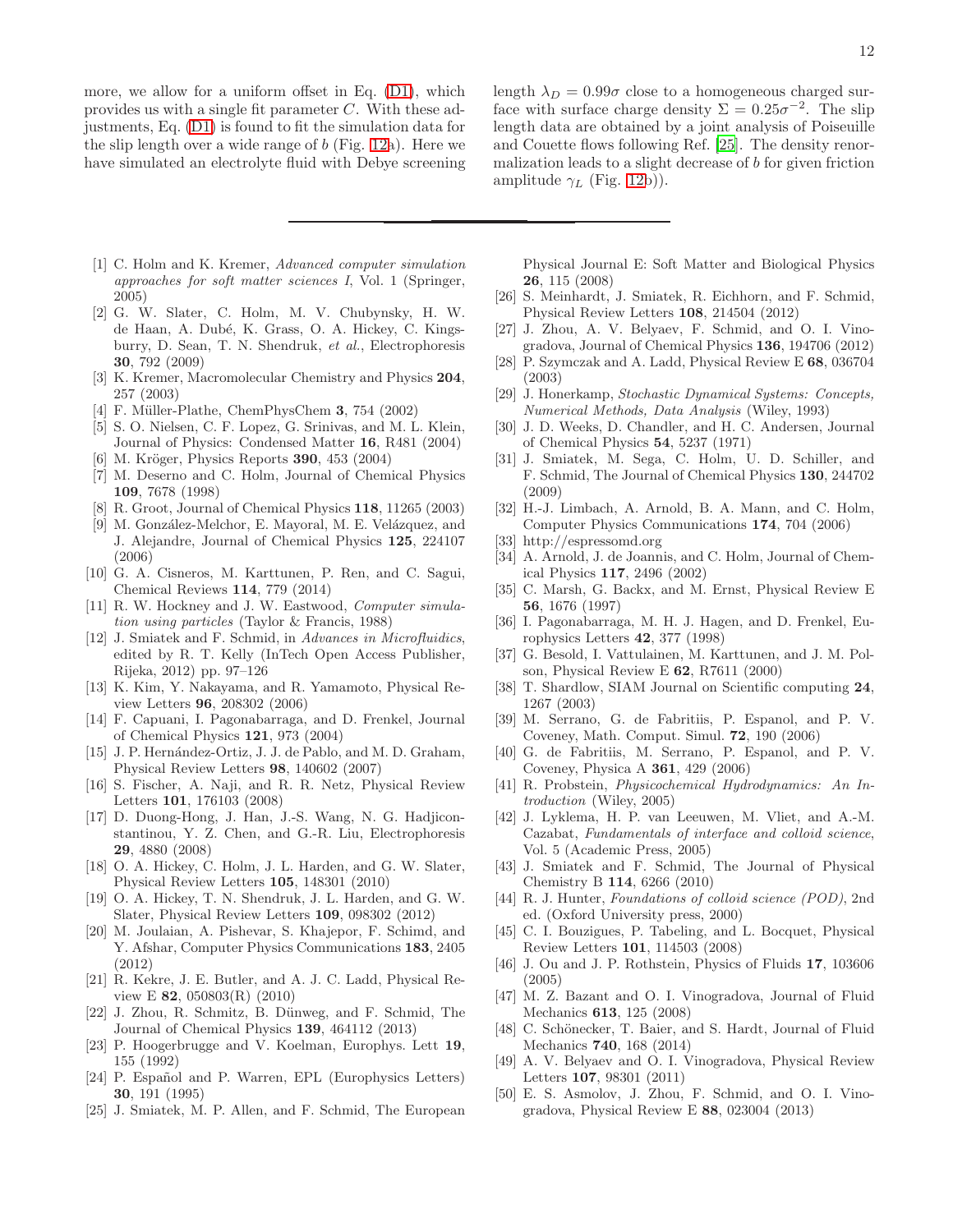more, we allow for a uniform offset in Eq. (D1), which provides us with a single fit parameter $C$. With these adjustments, Eq. (D1) is found to fit the simulation data for the slip length over a wide range of $b$ (Fig. 12a). Here we have simulated an electrolyte fluid with Debye screening length $\lambda_D = 0.99\sigma$ close to a homogeneous charged surface with surface charge density $\Sigma = 0.25\sigma^{-2}$. The slip length data are obtained by a joint analysis of Poiseuille and Couette flows following Ref. [25]. The density renormalization leads to a slight decrease of $b$ for given friction amplitude $\gamma_L$ (Fig. 12b)).

---

[1] C. Holm and K. Kremer, *Advanced computer simulation approaches for soft matter sciences I*, Vol. 1 (Springer, 2005)

[2] G. W. Slater, C. Holm, M. V. Chubynsky, H. W. de Haan, A. Dubé, K. Grass, O. A. Hickey, C. Kingsburry, D. Sean, T. N. Shendruk, *et al.*, Electrophoresis **30**, 792 (2009)

[3] K. Kremer, Macromolecular Chemistry and Physics **204**, 257 (2003)

[4] F. Müller-Plathe, ChemPhysChem **3**, 754 (2002)

[5] S. O. Nielsen, C. F. Lopez, G. Srinivas, and M. L. Klein, Journal of Physics: Condensed Matter **16**, R481 (2004)

[6] M. Kröger, Physics Reports **390**, 453 (2004)

[7] M. Deserno and C. Holm, Journal of Chemical Physics **109**, 7678 (1998)

[8] R. Groot, Journal of Chemical Physics **118**, 11265 (2003)

[9] M. González-Melchor, E. Mayoral, M. E. Velázquez, and J. Alejandre, Journal of Chemical Physics **125**, 224107 (2006)

[10] G. A. Cisneros, M. Karttunen, P. Ren, and C. Sagui, Chemical Reviews **114**, 779 (2014)

[11] R. W. Hockney and J. W. Eastwood, *Computer simulation using particles* (Taylor & Francis, 1988)

[12] J. Smiatek and F. Schmid, in *Advances in Microfluidics*, edited by R. T. Kelly (InTech Open Access Publisher, Rijeka, 2012) pp. 97–126

[13] K. Kim, Y. Nakayama, and R. Yamamoto, Physical Review Letters **96**, 208302 (2006)

[14] F. Capuani, I. Pagonabarraga, and D. Frenkel, Journal of Chemical Physics **121**, 973 (2004)

[15] J. P. Hernández-Ortiz, J. J. de Pablo, and M. D. Graham, Physical Review Letters **98**, 140602 (2007)

[16] S. Fischer, A. Naji, and R. R. Netz, Physical Review Letters **101**, 176103 (2008)

[17] D. Duong-Hong, J. Han, J.-S. Wang, N. G. Hadjiconstantinou, Y. Z. Chen, and G.-R. Liu, Electrophoresis **29**, 4880 (2008)

[18] O. A. Hickey, C. Holm, J. L. Harden, and G. W. Slater, Physical Review Letters **105**, 148301 (2010)

[19] O. A. Hickey, T. N. Shendruk, J. L. Harden, and G. W. Slater, Physical Review Letters **109**, 098302 (2012)

[20] M. Joulaian, A. Pishevar, S. Khajepor, F. Schimd, and Y. Afshar, Computer Physics Communications **183**, 2405 (2012)

[21] R. Kekre, J. E. Butler, and A. J. C. Ladd, Physical Review E **82**, 050803(R) (2010)

[22] J. Zhou, R. Schmitz, B. Dünweg, and F. Schmid, The Journal of Chemical Physics **139**, 464112 (2013)

[23] P. Hoogerbrugge and V. Koelman, Europhys. Lett **19**, 155 (1992)

[24] P. Español and P. Warren, EPL (Europhysics Letters) **30**, 191 (1995)

[25] J. Smiatek, M. P. Allen, and F. Schmid, The European Physical Journal E: Soft Matter and Biological Physics **26**, 115 (2008)

[26] S. Meinhardt, J. Smiatek, R. Eichhorn, and F. Schmid, Physical Review Letters **108**, 214504 (2012)

[27] J. Zhou, A. V. Belyaev, F. Schmid, and O. I. Vinogradova, Journal of Chemical Physics **136**, 194706 (2012)

[28] P. Szymczak and A. Ladd, Physical Review E **68**, 036704 (2003)

[29] J. Honerkamp, *Stochastic Dynamical Systems: Concepts, Numerical Methods, Data Analysis* (Wiley, 1993)

[30] J. D. Weeks, D. Chandler, and H. C. Andersen, Journal of Chemical Physics **54**, 5237 (1971)

[31] J. Smiatek, M. Sega, C. Holm, U. D. Schiller, and F. Schmid, The Journal of Chemical Physics **130**, 244702 (2009)

[32] H.-J. Limbach, A. Arnold, B. A. Mann, and C. Holm, Computer Physics Communications **174**, 704 (2006)

[33] http://espressomd.org

[34] A. Arnold, J. de Joannis, and C. Holm, Journal of Chemical Physics **117**, 2496 (2002)

[35] C. Marsh, G. Backx, and M. Ernst, Physical Review E **56**, 1676 (1997)

[36] I. Pagonabarraga, M. H. J. Hagen, and D. Frenkel, Europhysics Letters **42**, 377 (1998)

[37] G. Besold, I. Vattulainen, M. Karttunen, and J. M. Polson, Physical Review E **62**, R7611 (2000)

[38] T. Shardlow, SIAM Journal on Scientific computing **24**, 1267 (2003)

[39] M. Serrano, G. de Fabritiis, P. Espanol, and P. V. Coveney, Math. Comput. Simul. **72**, 190 (2006)

[40] G. de Fabritiis, M. Serrano, P. Espanol, and P. V. Coveney, Physica A **361**, 429 (2006)

[41] R. Probstein, *Physicochemical Hydrodynamics: An Introduction* (Wiley, 2005)

[42] J. Lyklema, H. P. van Leeuwen, M. Vliet, and A.-M. Cazabat, *Fundamentals of interface and colloid science*, Vol. 5 (Academic Press, 2005)

[43] J. Smiatek and F. Schmid, The Journal of Physical Chemistry B **114**, 6266 (2010)

[44] R. J. Hunter, *Foundations of colloid science (POD)*, 2nd ed. (Oxford University press, 2000)

[45] C. I. Bouzigues, P. Tabeling, and L. Bocquet, Physical Review Letters **101**, 114503 (2008)

[46] J. Ou and J. P. Rothstein, Physics of Fluids **17**, 103606 (2005)

[47] M. Z. Bazant and O. I. Vinogradova, Journal of Fluid Mechanics **613**, 125 (2008)

[48] C. Schönecker, T. Baier, and S. Hardt, Journal of Fluid Mechanics **740**, 168 (2014)

[49] A. V. Belyaev and O. I. Vinogradova, Physical Review Letters **107**, 98301 (2011)

[50] E. S. Asmolov, J. Zhou, F. Schmid, and O. I. Vinogradova, Physical Review E **88**, 023004 (2013)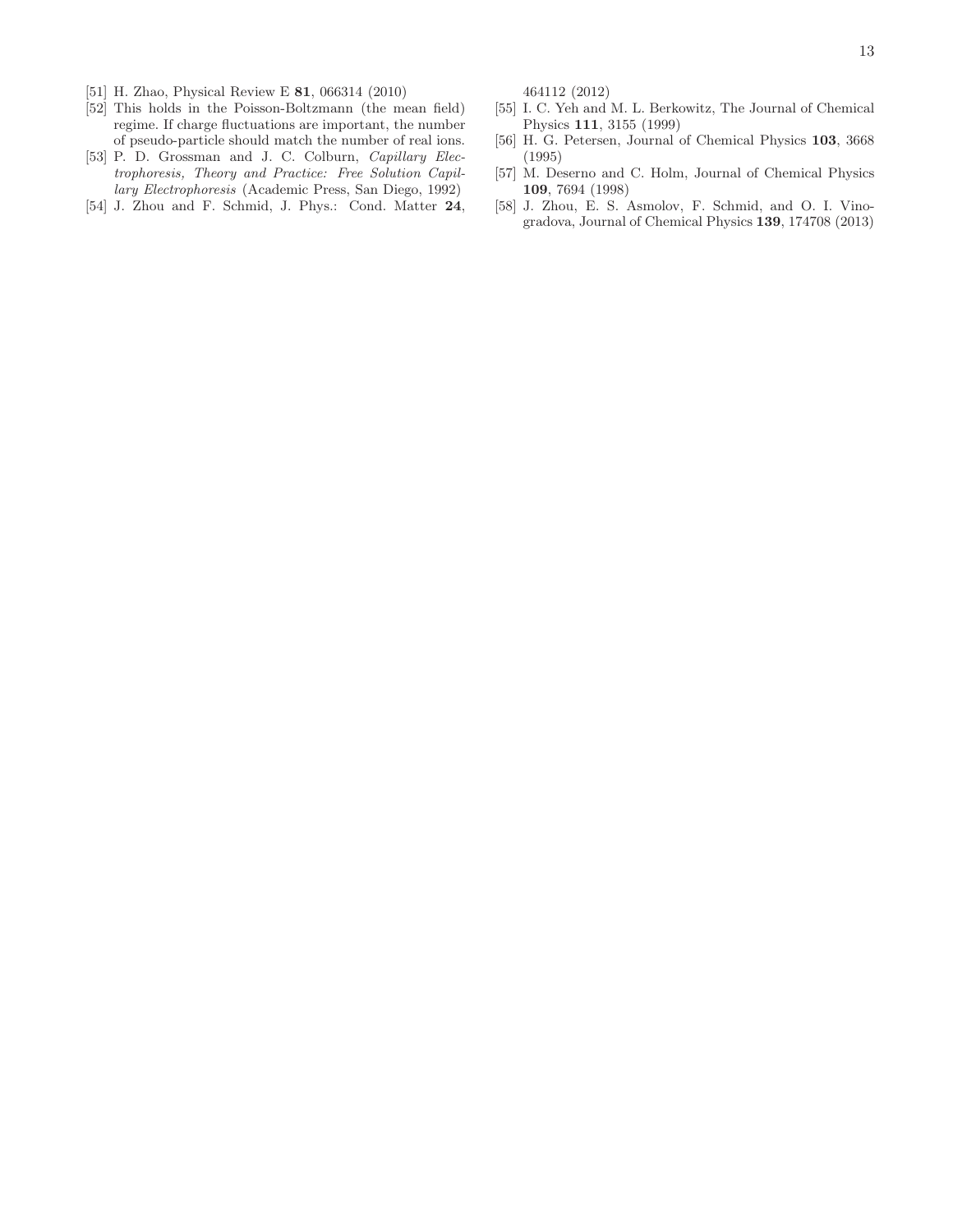[51] H. Zhao, Physical Review E **81**, 066314 (2010)

[52] This holds in the Poisson-Boltzmann (the mean field) regime. If charge fluctuations are important, the number of pseudo-particle should match the number of real ions.

[53] P. D. Grossman and J. C. Colburn, *Capillary Electrophoresis, Theory and Practice: Free Solution Capillary Electrophoresis* (Academic Press, San Diego, 1992)

[54] J. Zhou and F. Schmid, J. Phys.: Cond. Matter **24**, 464112 (2012)

[55] I. C. Yeh and M. L. Berkowitz, The Journal of Chemical Physics **111**, 3155 (1999)

[56] H. G. Petersen, Journal of Chemical Physics **103**, 3668 (1995)

[57] M. Deserno and C. Holm, Journal of Chemical Physics **109**, 7694 (1998)

[58] J. Zhou, E. S. Asmolov, F. Schmid, and O. I. Vinogradova, Journal of Chemical Physics **139**, 174708 (2013)